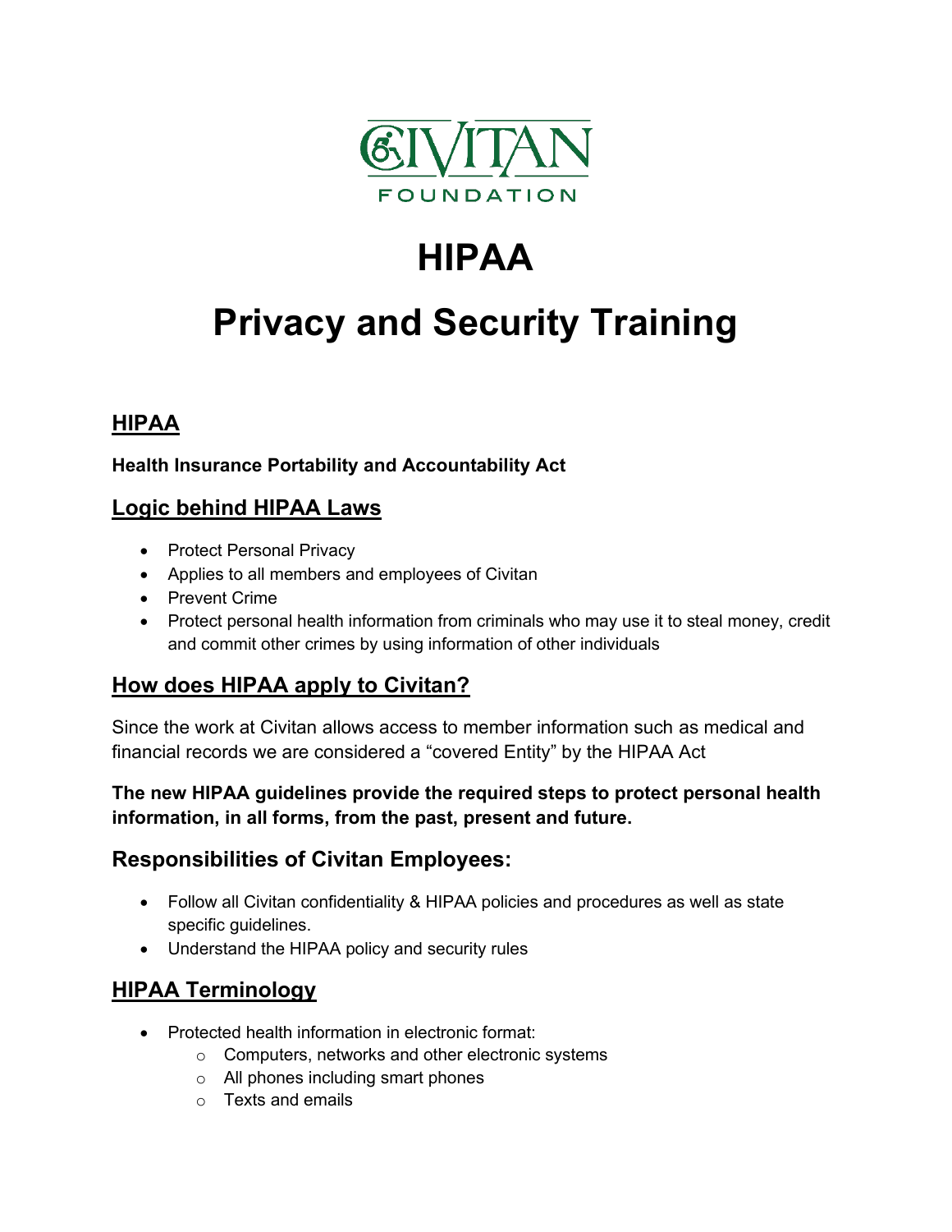CIVITAN FOUNDATION

# HIPAA

# Privacy and Security Training

## HIPAA

**Health Insurance Portability and Accountability Act**

## Logic behind HIPAA Laws

- Protect Personal Privacy
- Applies to all members and employees of Civitan
- Prevent Crime
- Protect personal health information from criminals who may use it to steal money, credit and commit other crimes by using information of other individuals

## How does HIPAA apply to Civitan?

Since the work at Civitan allows access to member information such as medical and financial records we are considered a "covered Entity" by the HIPAA Act

**The new HIPAA guidelines provide the required steps to protect personal health information, in all forms, from the past, present and future.**

### Responsibilities of Civitan Employees:

- Follow all Civitan confidentiality & HIPAA policies and procedures as well as state specific guidelines.
- Understand the HIPAA policy and security rules

## HIPAA Terminology

- Protected health information in electronic format:
  - Computers, networks and other electronic systems
  - All phones including smart phones
  - Texts and emails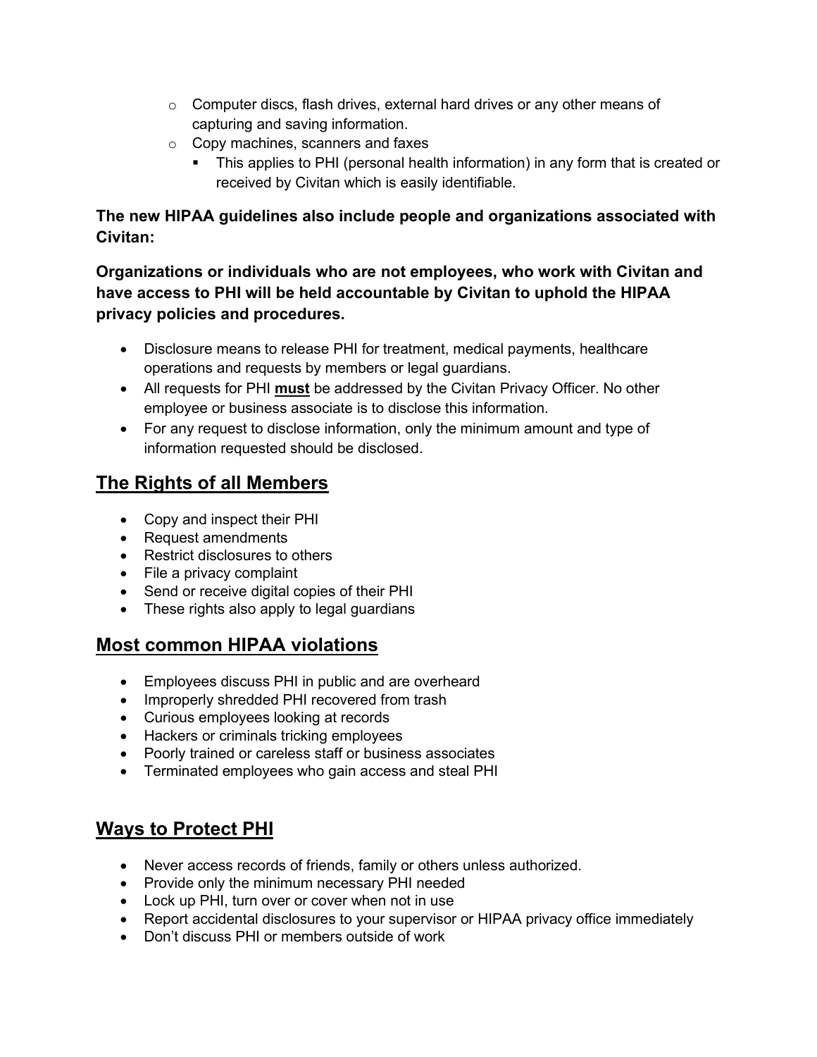- Computer discs, flash drives, external hard drives or any other means of capturing and saving information.
  - Copy machines, scanners and faxes
    - This applies to PHI (personal health information) in any form that is created or received by Civitan which is easily identifiable.

**The new HIPAA guidelines also include people and organizations associated with Civitan:**

**Organizations or individuals who are not employees, who work with Civitan and have access to PHI will be held accountable by Civitan to uphold the HIPAA privacy policies and procedures.**

- Disclosure means to release PHI for treatment, medical payments, healthcare operations and requests by members or legal guardians.
- All requests for PHI **<u>must</u>** be addressed by the Civitan Privacy Officer. No other employee or business associate is to disclose this information.
- For any request to disclose information, only the minimum amount and type of information requested should be disclosed.

## The Rights of all Members

- Copy and inspect their PHI
- Request amendments
- Restrict disclosures to others
- File a privacy complaint
- Send or receive digital copies of their PHI
- These rights also apply to legal guardians

## Most common HIPAA violations

- Employees discuss PHI in public and are overheard
- Improperly shredded PHI recovered from trash
- Curious employees looking at records
- Hackers or criminals tricking employees
- Poorly trained or careless staff or business associates
- Terminated employees who gain access and steal PHI

## Ways to Protect PHI

- Never access records of friends, family or others unless authorized.
- Provide only the minimum necessary PHI needed
- Lock up PHI, turn over or cover when not in use
- Report accidental disclosures to your supervisor or HIPAA privacy office immediately
- Don't discuss PHI or members outside of work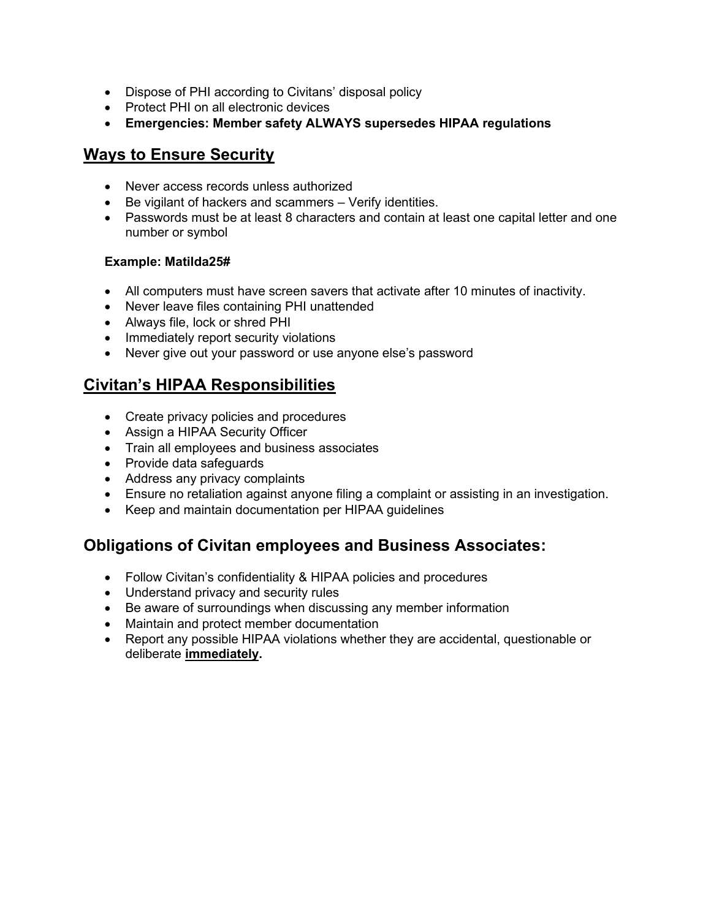- Dispose of PHI according to Civitans' disposal policy
- Protect PHI on all electronic devices
- **Emergencies: Member safety ALWAYS supersedes HIPAA regulations**

## Ways to Ensure Security

- Never access records unless authorized
- Be vigilant of hackers and scammers – Verify identities.
- Passwords must be at least 8 characters and contain at least one capital letter and one number or symbol

  **Example: Matilda25#**

- All computers must have screen savers that activate after 10 minutes of inactivity.
- Never leave files containing PHI unattended
- Always file, lock or shred PHI
- Immediately report security violations
- Never give out your password or use anyone else's password

## Civitan's HIPAA Responsibilities

- Create privacy policies and procedures
- Assign a HIPAA Security Officer
- Train all employees and business associates
- Provide data safeguards
- Address any privacy complaints
- Ensure no retaliation against anyone filing a complaint or assisting in an investigation.
- Keep and maintain documentation per HIPAA guidelines

## Obligations of Civitan employees and Business Associates:

- Follow Civitan's confidentiality & HIPAA policies and procedures
- Understand privacy and security rules
- Be aware of surroundings when discussing any member information
- Maintain and protect member documentation
- Report any possible HIPAA violations whether they are accidental, questionable or deliberate **immediately.**